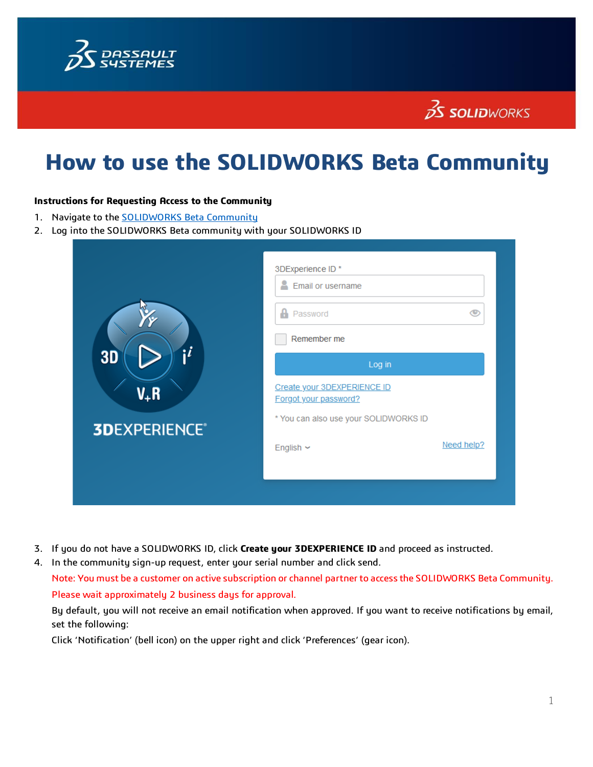# How to use the SOLIDWORKS Beta Community

**Instructions for Requesting Access to the Community**

1. Navigate to the SOLIDWORKS Beta Community
2. Log into the SOLIDWORKS Beta community with your SOLIDWORKS ID
3. If you do not have a SOLIDWORKS ID, click **Create your 3DEXPERIENCE ID** and proceed as instructed.
4. In the community sign-up request, enter your serial number and click send.

   Note: You must be a customer on active subscription or channel partner to access the SOLIDWORKS Beta Community.

   Please wait approximately 2 business days for approval.

   By default, you will not receive an email notification when approved. If you want to receive notifications by email, set the following:

   Click 'Notification' (bell icon) on the upper right and click 'Preferences' (gear icon).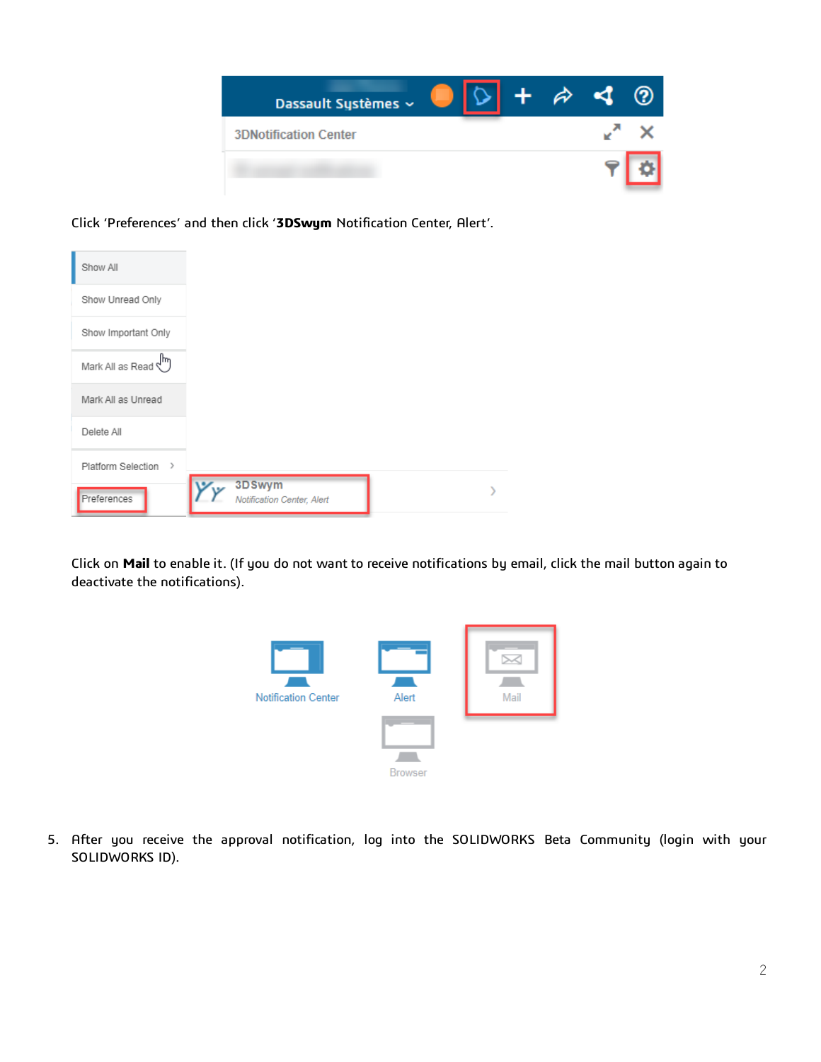Click 'Preferences' and then click '**3DSwym** Notification Center, Alert'.

Click on **Mail** to enable it. (If you do not want to receive notifications by email, click the mail button again to deactivate the notifications).

5. After you receive the approval notification, log into the SOLIDWORKS Beta Community (login with your SOLIDWORKS ID).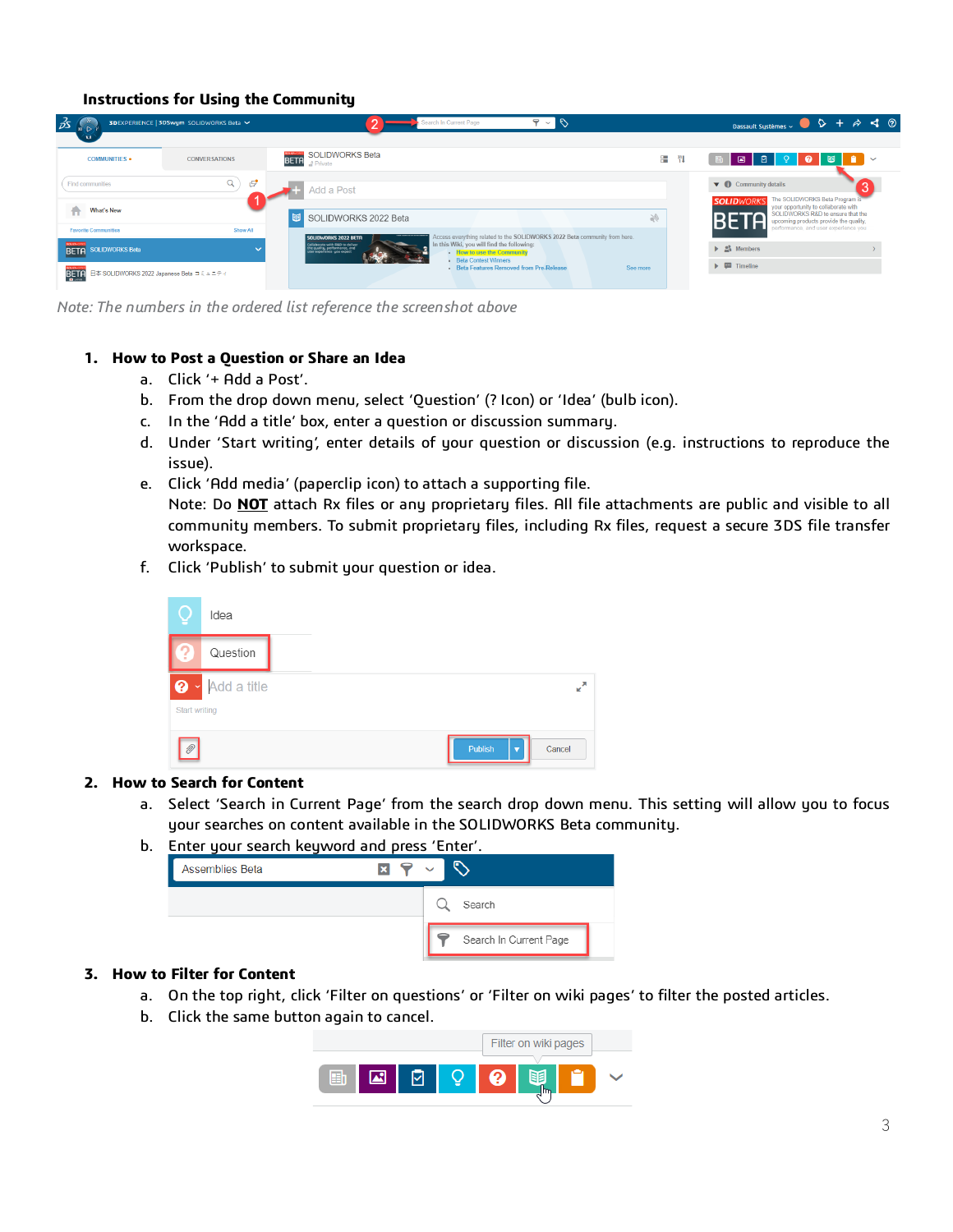**Instructions for Using the Community**

*Note: The numbers in the ordered list reference the screenshot above*

1. **How to Post a Question or Share an Idea**
   a. Click '+ Add a Post'.
   b. From the drop down menu, select 'Question' (? Icon) or 'Idea' (bulb icon).
   c. In the 'Add a title' box, enter a question or discussion summary.
   d. Under 'Start writing', enter details of your question or discussion (e.g. instructions to reproduce the issue).
   e. Click 'Add media' (paperclip icon) to attach a supporting file.
   Note: Do **NOT** attach Rx files or any proprietary files. All file attachments are public and visible to all community members. To submit proprietary files, including Rx files, request a secure 3DS file transfer workspace.
   f. Click 'Publish' to submit your question or idea.

2. **How to Search for Content**
   a. Select 'Search in Current Page' from the search drop down menu. This setting will allow you to focus your searches on content available in the SOLIDWORKS Beta community.
   b. Enter your search keyword and press 'Enter'.

3. **How to Filter for Content**
   a. On the top right, click 'Filter on questions' or 'Filter on wiki pages' to filter the posted articles.
   b. Click the same button again to cancel.